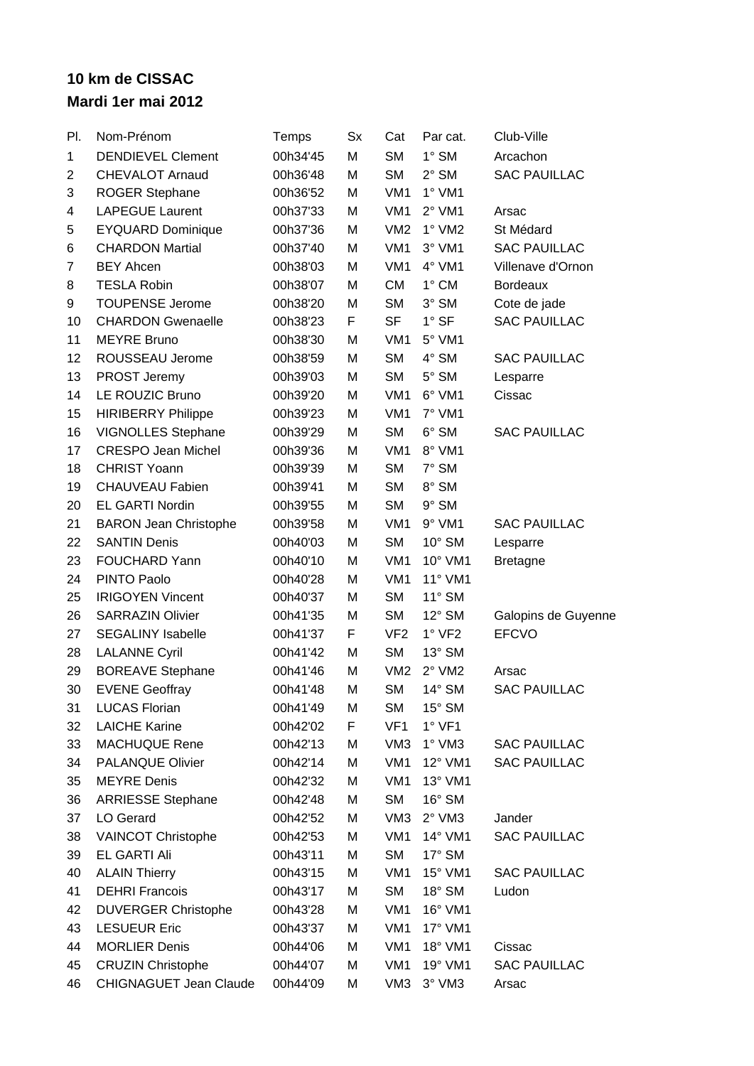**10 km de CISSAC**

**Mardi 1er mai 2012**

| Pl. | Nom-Prénom | Temps | Sx | Cat | Par cat. | Club-Ville |
|---|---|---|---|---|---|---|
| 1 | DENDIEVEL Clement | 00h34'45 | M | SM | 1° SM | Arcachon |
| 2 | CHEVALOT Arnaud | 00h36'48 | M | SM | 2° SM | SAC PAUILLAC |
| 3 | ROGER Stephane | 00h36'52 | M | VM1 | 1° VM1 | |
| 4 | LAPEGUE Laurent | 00h37'33 | M | VM1 | 2° VM1 | Arsac |
| 5 | EYQUARD Dominique | 00h37'36 | M | VM2 | 1° VM2 | St Médard |
| 6 | CHARDON Martial | 00h37'40 | M | VM1 | 3° VM1 | SAC PAUILLAC |
| 7 | BEY Ahcen | 00h38'03 | M | VM1 | 4° VM1 | Villenave d'Ornon |
| 8 | TESLA Robin | 00h38'07 | M | CM | 1° CM | Bordeaux |
| 9 | TOUPENSE Jerome | 00h38'20 | M | SM | 3° SM | Cote de jade |
| 10 | CHARDON Gwenaelle | 00h38'23 | F | SF | 1° SF | SAC PAUILLAC |
| 11 | MEYRE Bruno | 00h38'30 | M | VM1 | 5° VM1 | |
| 12 | ROUSSEAU Jerome | 00h38'59 | M | SM | 4° SM | SAC PAUILLAC |
| 13 | PROST Jeremy | 00h39'03 | M | SM | 5° SM | Lesparre |
| 14 | LE ROUZIC Bruno | 00h39'20 | M | VM1 | 6° VM1 | Cissac |
| 15 | HIRIBERRY Philippe | 00h39'23 | M | VM1 | 7° VM1 | |
| 16 | VIGNOLLES Stephane | 00h39'29 | M | SM | 6° SM | SAC PAUILLAC |
| 17 | CRESPO Jean Michel | 00h39'36 | M | VM1 | 8° VM1 | |
| 18 | CHRIST Yoann | 00h39'39 | M | SM | 7° SM | |
| 19 | CHAUVEAU Fabien | 00h39'41 | M | SM | 8° SM | |
| 20 | EL GARTI Nordin | 00h39'55 | M | SM | 9° SM | |
| 21 | BARON Jean Christophe | 00h39'58 | M | VM1 | 9° VM1 | SAC PAUILLAC |
| 22 | SANTIN Denis | 00h40'03 | M | SM | 10° SM | Lesparre |
| 23 | FOUCHARD Yann | 00h40'10 | M | VM1 | 10° VM1 | Bretagne |
| 24 | PINTO Paolo | 00h40'28 | M | VM1 | 11° VM1 | |
| 25 | IRIGOYEN Vincent | 00h40'37 | M | SM | 11° SM | |
| 26 | SARRAZIN Olivier | 00h41'35 | M | SM | 12° SM | Galopins de Guyenne |
| 27 | SEGALINY Isabelle | 00h41'37 | F | VF2 | 1° VF2 | EFCVO |
| 28 | LALANNE Cyril | 00h41'42 | M | SM | 13° SM | |
| 29 | BOREAVE Stephane | 00h41'46 | M | VM2 | 2° VM2 | Arsac |
| 30 | EVENE Geoffray | 00h41'48 | M | SM | 14° SM | SAC PAUILLAC |
| 31 | LUCAS Florian | 00h41'49 | M | SM | 15° SM | |
| 32 | LAICHE Karine | 00h42'02 | F | VF1 | 1° VF1 | |
| 33 | MACHUQUE Rene | 00h42'13 | M | VM3 | 1° VM3 | SAC PAUILLAC |
| 34 | PALANQUE Olivier | 00h42'14 | M | VM1 | 12° VM1 | SAC PAUILLAC |
| 35 | MEYRE Denis | 00h42'32 | M | VM1 | 13° VM1 | |
| 36 | ARRIESSE Stephane | 00h42'48 | M | SM | 16° SM | |
| 37 | LO Gerard | 00h42'52 | M | VM3 | 2° VM3 | Jander |
| 38 | VAINCOT Christophe | 00h42'53 | M | VM1 | 14° VM1 | SAC PAUILLAC |
| 39 | EL GARTI Ali | 00h43'11 | M | SM | 17° SM | |
| 40 | ALAIN Thierry | 00h43'15 | M | VM1 | 15° VM1 | SAC PAUILLAC |
| 41 | DEHRI Francois | 00h43'17 | M | SM | 18° SM | Ludon |
| 42 | DUVERGER Christophe | 00h43'28 | M | VM1 | 16° VM1 | |
| 43 | LESUEUR Eric | 00h43'37 | M | VM1 | 17° VM1 | |
| 44 | MORLIER Denis | 00h44'06 | M | VM1 | 18° VM1 | Cissac |
| 45 | CRUZIN Christophe | 00h44'07 | M | VM1 | 19° VM1 | SAC PAUILLAC |
| 46 | CHIGNAGUET Jean Claude | 00h44'09 | M | VM3 | 3° VM3 | Arsac |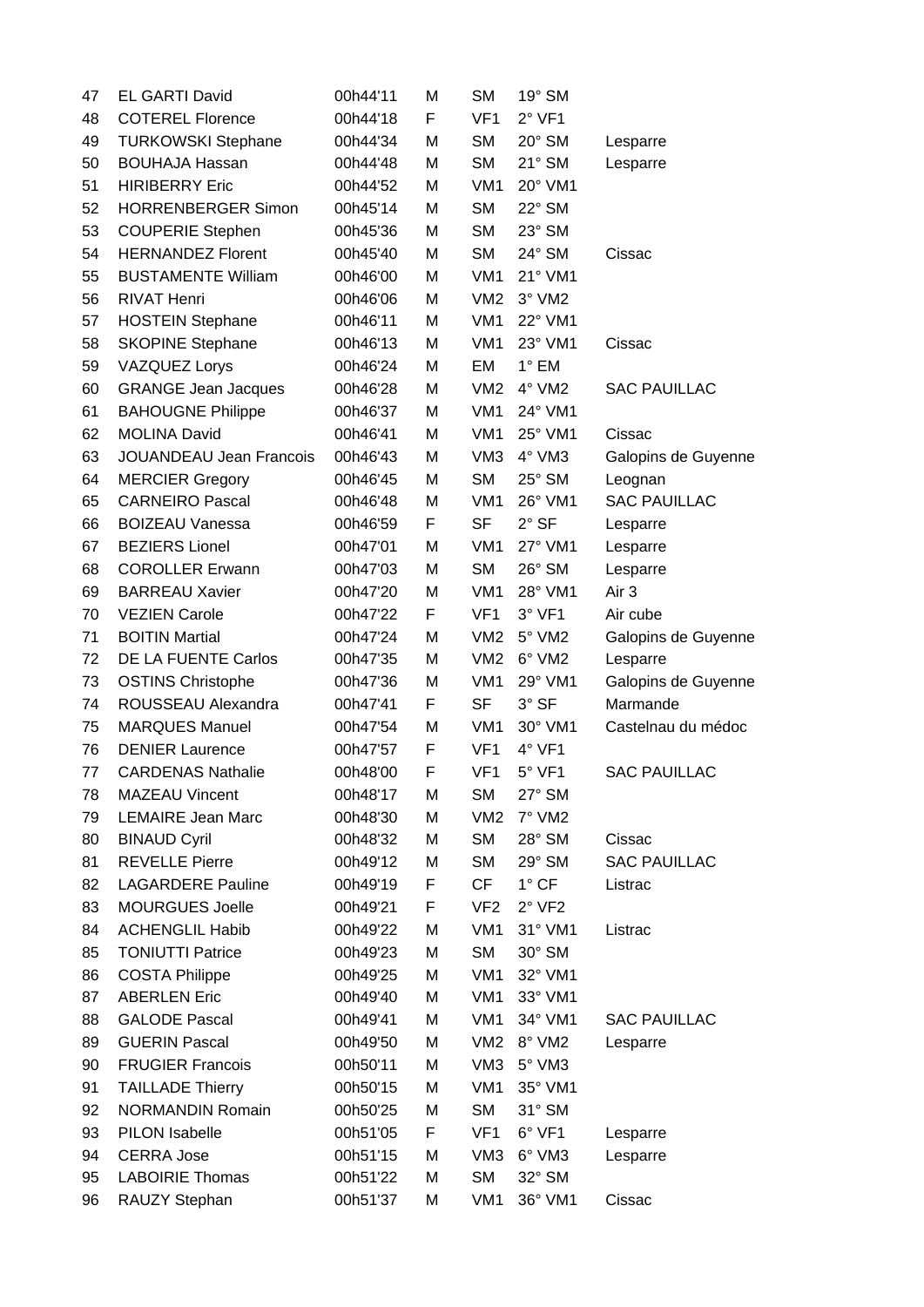| | | | | | | |
|---|---|---|---|---|---|---|
| 47 | EL GARTI David | 00h44'11 | M | SM | 19° SM | |
| 48 | COTEREL Florence | 00h44'18 | F | VF1 | 2° VF1 | |
| 49 | TURKOWSKI Stephane | 00h44'34 | M | SM | 20° SM | Lesparre |
| 50 | BOUHAJA Hassan | 00h44'48 | M | SM | 21° SM | Lesparre |
| 51 | HIRIBERRY Eric | 00h44'52 | M | VM1 | 20° VM1 | |
| 52 | HORRENBERGER Simon | 00h45'14 | M | SM | 22° SM | |
| 53 | COUPERIE Stephen | 00h45'36 | M | SM | 23° SM | |
| 54 | HERNANDEZ Florent | 00h45'40 | M | SM | 24° SM | Cissac |
| 55 | BUSTAMENTE William | 00h46'00 | M | VM1 | 21° VM1 | |
| 56 | RIVAT Henri | 00h46'06 | M | VM2 | 3° VM2 | |
| 57 | HOSTEIN Stephane | 00h46'11 | M | VM1 | 22° VM1 | |
| 58 | SKOPINE Stephane | 00h46'13 | M | VM1 | 23° VM1 | Cissac |
| 59 | VAZQUEZ Lorys | 00h46'24 | M | EM | 1° EM | |
| 60 | GRANGE Jean Jacques | 00h46'28 | M | VM2 | 4° VM2 | SAC PAUILLAC |
| 61 | BAHOUGNE Philippe | 00h46'37 | M | VM1 | 24° VM1 | |
| 62 | MOLINA David | 00h46'41 | M | VM1 | 25° VM1 | Cissac |
| 63 | JOUANDEAU Jean Francois | 00h46'43 | M | VM3 | 4° VM3 | Galopins de Guyenne |
| 64 | MERCIER Gregory | 00h46'45 | M | SM | 25° SM | Leognan |
| 65 | CARNEIRO Pascal | 00h46'48 | M | VM1 | 26° VM1 | SAC PAUILLAC |
| 66 | BOIZEAU Vanessa | 00h46'59 | F | SF | 2° SF | Lesparre |
| 67 | BEZIERS Lionel | 00h47'01 | M | VM1 | 27° VM1 | Lesparre |
| 68 | COROLLER Erwann | 00h47'03 | M | SM | 26° SM | Lesparre |
| 69 | BARREAU Xavier | 00h47'20 | M | VM1 | 28° VM1 | Air 3 |
| 70 | VEZIEN Carole | 00h47'22 | F | VF1 | 3° VF1 | Air cube |
| 71 | BOITIN Martial | 00h47'24 | M | VM2 | 5° VM2 | Galopins de Guyenne |
| 72 | DE LA FUENTE Carlos | 00h47'35 | M | VM2 | 6° VM2 | Lesparre |
| 73 | OSTINS Christophe | 00h47'36 | M | VM1 | 29° VM1 | Galopins de Guyenne |
| 74 | ROUSSEAU Alexandra | 00h47'41 | F | SF | 3° SF | Marmande |
| 75 | MARQUES Manuel | 00h47'54 | M | VM1 | 30° VM1 | Castelnau du médoc |
| 76 | DENIER Laurence | 00h47'57 | F | VF1 | 4° VF1 | |
| 77 | CARDENAS Nathalie | 00h48'00 | F | VF1 | 5° VF1 | SAC PAUILLAC |
| 78 | MAZEAU Vincent | 00h48'17 | M | SM | 27° SM | |
| 79 | LEMAIRE Jean Marc | 00h48'30 | M | VM2 | 7° VM2 | |
| 80 | BINAUD Cyril | 00h48'32 | M | SM | 28° SM | Cissac |
| 81 | REVELLE Pierre | 00h49'12 | M | SM | 29° SM | SAC PAUILLAC |
| 82 | LAGARDERE Pauline | 00h49'19 | F | CF | 1° CF | Listrac |
| 83 | MOURGUES Joelle | 00h49'21 | F | VF2 | 2° VF2 | |
| 84 | ACHENGLIL Habib | 00h49'22 | M | VM1 | 31° VM1 | Listrac |
| 85 | TONIUTTI Patrice | 00h49'23 | M | SM | 30° SM | |
| 86 | COSTA Philippe | 00h49'25 | M | VM1 | 32° VM1 | |
| 87 | ABERLEN Eric | 00h49'40 | M | VM1 | 33° VM1 | |
| 88 | GALODE Pascal | 00h49'41 | M | VM1 | 34° VM1 | SAC PAUILLAC |
| 89 | GUERIN Pascal | 00h49'50 | M | VM2 | 8° VM2 | Lesparre |
| 90 | FRUGIER Francois | 00h50'11 | M | VM3 | 5° VM3 | |
| 91 | TAILLADE Thierry | 00h50'15 | M | VM1 | 35° VM1 | |
| 92 | NORMANDIN Romain | 00h50'25 | M | SM | 31° SM | |
| 93 | PILON Isabelle | 00h51'05 | F | VF1 | 6° VF1 | Lesparre |
| 94 | CERRA Jose | 00h51'15 | M | VM3 | 6° VM3 | Lesparre |
| 95 | LABOIRIE Thomas | 00h51'22 | M | SM | 32° SM | |
| 96 | RAUZY Stephan | 00h51'37 | M | VM1 | 36° VM1 | Cissac |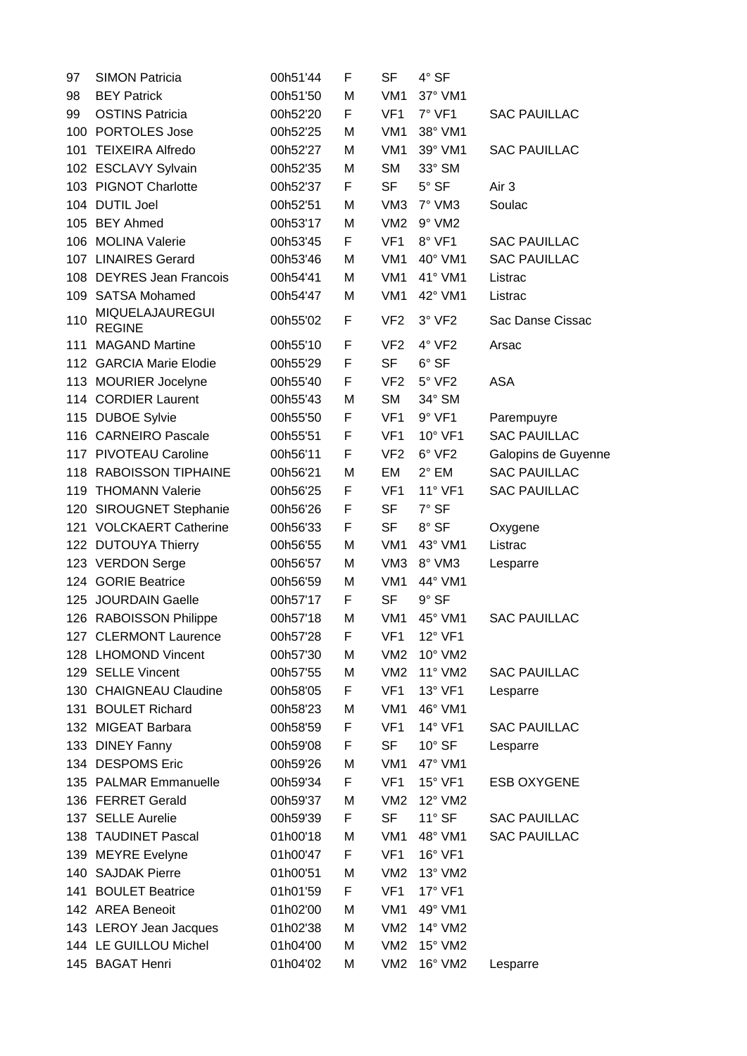| | | | | | | |
|---|---|---|---|---|---|---|
| 97 | SIMON Patricia | 00h51'44 | F | SF | 4° SF | |
| 98 | BEY Patrick | 00h51'50 | M | VM1 | 37° VM1 | |
| 99 | OSTINS Patricia | 00h52'20 | F | VF1 | 7° VF1 | SAC PAUILLAC |
| 100 | PORTOLES Jose | 00h52'25 | M | VM1 | 38° VM1 | |
| 101 | TEIXEIRA Alfredo | 00h52'27 | M | VM1 | 39° VM1 | SAC PAUILLAC |
| 102 | ESCLAVY Sylvain | 00h52'35 | M | SM | 33° SM | |
| 103 | PIGNOT Charlotte | 00h52'37 | F | SF | 5° SF | Air 3 |
| 104 | DUTIL Joel | 00h52'51 | M | VM3 | 7° VM3 | Soulac |
| 105 | BEY Ahmed | 00h53'17 | M | VM2 | 9° VM2 | |
| 106 | MOLINA Valerie | 00h53'45 | F | VF1 | 8° VF1 | SAC PAUILLAC |
| 107 | LINAIRES Gerard | 00h53'46 | M | VM1 | 40° VM1 | SAC PAUILLAC |
| 108 | DEYRES Jean Francois | 00h54'41 | M | VM1 | 41° VM1 | Listrac |
| 109 | SATSA Mohamed | 00h54'47 | M | VM1 | 42° VM1 | Listrac |
| 110 | MIQUELAJAUREGUI REGINE | 00h55'02 | F | VF2 | 3° VF2 | Sac Danse Cissac |
| 111 | MAGAND Martine | 00h55'10 | F | VF2 | 4° VF2 | Arsac |
| 112 | GARCIA Marie Elodie | 00h55'29 | F | SF | 6° SF | |
| 113 | MOURIER Jocelyne | 00h55'40 | F | VF2 | 5° VF2 | ASA |
| 114 | CORDIER Laurent | 00h55'43 | M | SM | 34° SM | |
| 115 | DUBOE Sylvie | 00h55'50 | F | VF1 | 9° VF1 | Parempuyre |
| 116 | CARNEIRO Pascale | 00h55'51 | F | VF1 | 10° VF1 | SAC PAUILLAC |
| 117 | PIVOTEAU Caroline | 00h56'11 | F | VF2 | 6° VF2 | Galopins de Guyenne |
| 118 | RABOISSON TIPHAINE | 00h56'21 | M | EM | 2° EM | SAC PAUILLAC |
| 119 | THOMANN Valerie | 00h56'25 | F | VF1 | 11° VF1 | SAC PAUILLAC |
| 120 | SIROUGNET Stephanie | 00h56'26 | F | SF | 7° SF | |
| 121 | VOLCKAERT Catherine | 00h56'33 | F | SF | 8° SF | Oxygene |
| 122 | DUTOUYA Thierry | 00h56'55 | M | VM1 | 43° VM1 | Listrac |
| 123 | VERDON Serge | 00h56'57 | M | VM3 | 8° VM3 | Lesparre |
| 124 | GORIE Beatrice | 00h56'59 | M | VM1 | 44° VM1 | |
| 125 | JOURDAIN Gaelle | 00h57'17 | F | SF | 9° SF | |
| 126 | RABOISSON Philippe | 00h57'18 | M | VM1 | 45° VM1 | SAC PAUILLAC |
| 127 | CLERMONT Laurence | 00h57'28 | F | VF1 | 12° VF1 | |
| 128 | LHOMOND Vincent | 00h57'30 | M | VM2 | 10° VM2 | |
| 129 | SELLE Vincent | 00h57'55 | M | VM2 | 11° VM2 | SAC PAUILLAC |
| 130 | CHAIGNEAU Claudine | 00h58'05 | F | VF1 | 13° VF1 | Lesparre |
| 131 | BOULET Richard | 00h58'23 | M | VM1 | 46° VM1 | |
| 132 | MIGEAT Barbara | 00h58'59 | F | VF1 | 14° VF1 | SAC PAUILLAC |
| 133 | DINEY Fanny | 00h59'08 | F | SF | 10° SF | Lesparre |
| 134 | DESPOMS Eric | 00h59'26 | M | VM1 | 47° VM1 | |
| 135 | PALMAR Emmanuelle | 00h59'34 | F | VF1 | 15° VF1 | ESB OXYGENE |
| 136 | FERRET Gerald | 00h59'37 | M | VM2 | 12° VM2 | |
| 137 | SELLE Aurelie | 00h59'39 | F | SF | 11° SF | SAC PAUILLAC |
| 138 | TAUDINET Pascal | 01h00'18 | M | VM1 | 48° VM1 | SAC PAUILLAC |
| 139 | MEYRE Evelyne | 01h00'47 | F | VF1 | 16° VF1 | |
| 140 | SAJDAK Pierre | 01h00'51 | M | VM2 | 13° VM2 | |
| 141 | BOULET Beatrice | 01h01'59 | F | VF1 | 17° VF1 | |
| 142 | AREA Beneoit | 01h02'00 | M | VM1 | 49° VM1 | |
| 143 | LEROY Jean Jacques | 01h02'38 | M | VM2 | 14° VM2 | |
| 144 | LE GUILLOU Michel | 01h04'00 | M | VM2 | 15° VM2 | |
| 145 | BAGAT Henri | 01h04'02 | M | VM2 | 16° VM2 | Lesparre |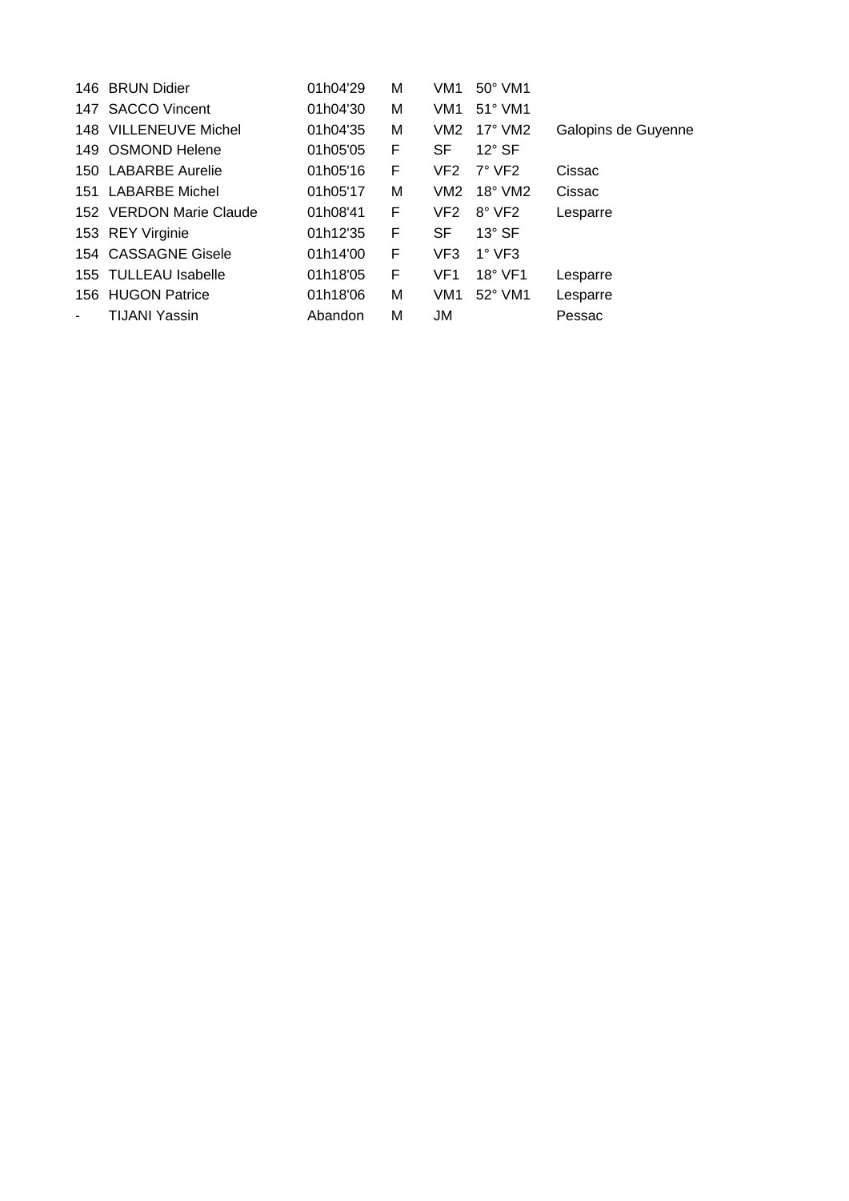| | | | | | | |
|---|---|---|---|---|---|---|
| 146 | BRUN Didier | 01h04'29 | M | VM1 | 50° VM1 | |
| 147 | SACCO Vincent | 01h04'30 | M | VM1 | 51° VM1 | |
| 148 | VILLENEUVE Michel | 01h04'35 | M | VM2 | 17° VM2 | Galopins de Guyenne |
| 149 | OSMOND Helene | 01h05'05 | F | SF | 12° SF | |
| 150 | LABARBE Aurelie | 01h05'16 | F | VF2 | 7° VF2 | Cissac |
| 151 | LABARBE Michel | 01h05'17 | M | VM2 | 18° VM2 | Cissac |
| 152 | VERDON Marie Claude | 01h08'41 | F | VF2 | 8° VF2 | Lesparre |
| 153 | REY Virginie | 01h12'35 | F | SF | 13° SF | |
| 154 | CASSAGNE Gisele | 01h14'00 | F | VF3 | 1° VF3 | |
| 155 | TULLEAU Isabelle | 01h18'05 | F | VF1 | 18° VF1 | Lesparre |
| 156 | HUGON Patrice | 01h18'06 | M | VM1 | 52° VM1 | Lesparre |
| - | TIJANI Yassin | Abandon | M | JM | | Pessac |